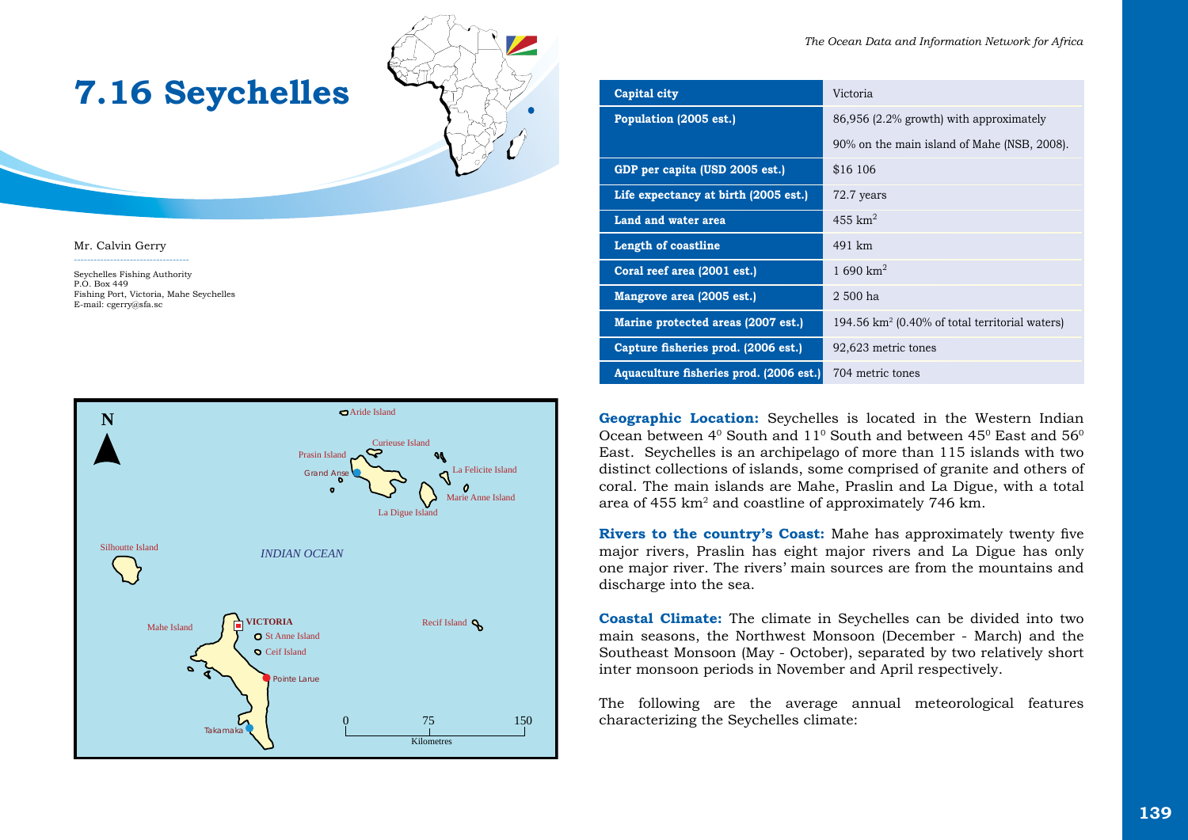# 7.16 Seychelles

Mr. Calvin Gerry

Seychelles Fishing Authority
P.O. Box 449
Fishing Port, Victoria, Mahe Seychelles
E-mail: cgerry@sfa.sc

| Capital city | Victoria |
|---|---|
| Population (2005 est.) | 86,956 (2.2% growth) with approximately 90% on the main island of Mahe (NSB, 2008). |
| GDP per capita (USD 2005 est.) | $16 106 |
| Life expectancy at birth (2005 est.) | 72.7 years |
| Land and water area | 455 km$^2$ |
| Length of coastline | 491 km |
| Coral reef area (2001 est.) | 1 690 km$^2$ |
| Mangrove area (2005 est.) | 2 500 ha |
| Marine protected areas (2007 est.) | 194.56 km$^2$ (0.40% of total territorial waters) |
| Capture fisheries prod. (2006 est.) | 92,623 metric tones |
| Aquaculture fisheries prod. (2006 est.) | 704 metric tones |

**Geographic Location:** Seychelles is located in the Western Indian Ocean between 4$^0$ South and 11$^0$ South and between 45$^0$ East and 56$^0$ East. Seychelles is an archipelago of more than 115 islands with two distinct collections of islands, some comprised of granite and others of coral. The main islands are Mahe, Praslin and La Digue, with a total area of 455 km$^2$ and coastline of approximately 746 km.

**Rivers to the country's Coast:** Mahe has approximately twenty five major rivers, Praslin has eight major rivers and La Digue has only one major river. The rivers' main sources are from the mountains and discharge into the sea.

**Coastal Climate:** The climate in Seychelles can be divided into two main seasons, the Northwest Monsoon (December - March) and the Southeast Monsoon (May - October), separated by two relatively short inter monsoon periods in November and April respectively.

The following are the average annual meteorological features characterizing the Seychelles climate: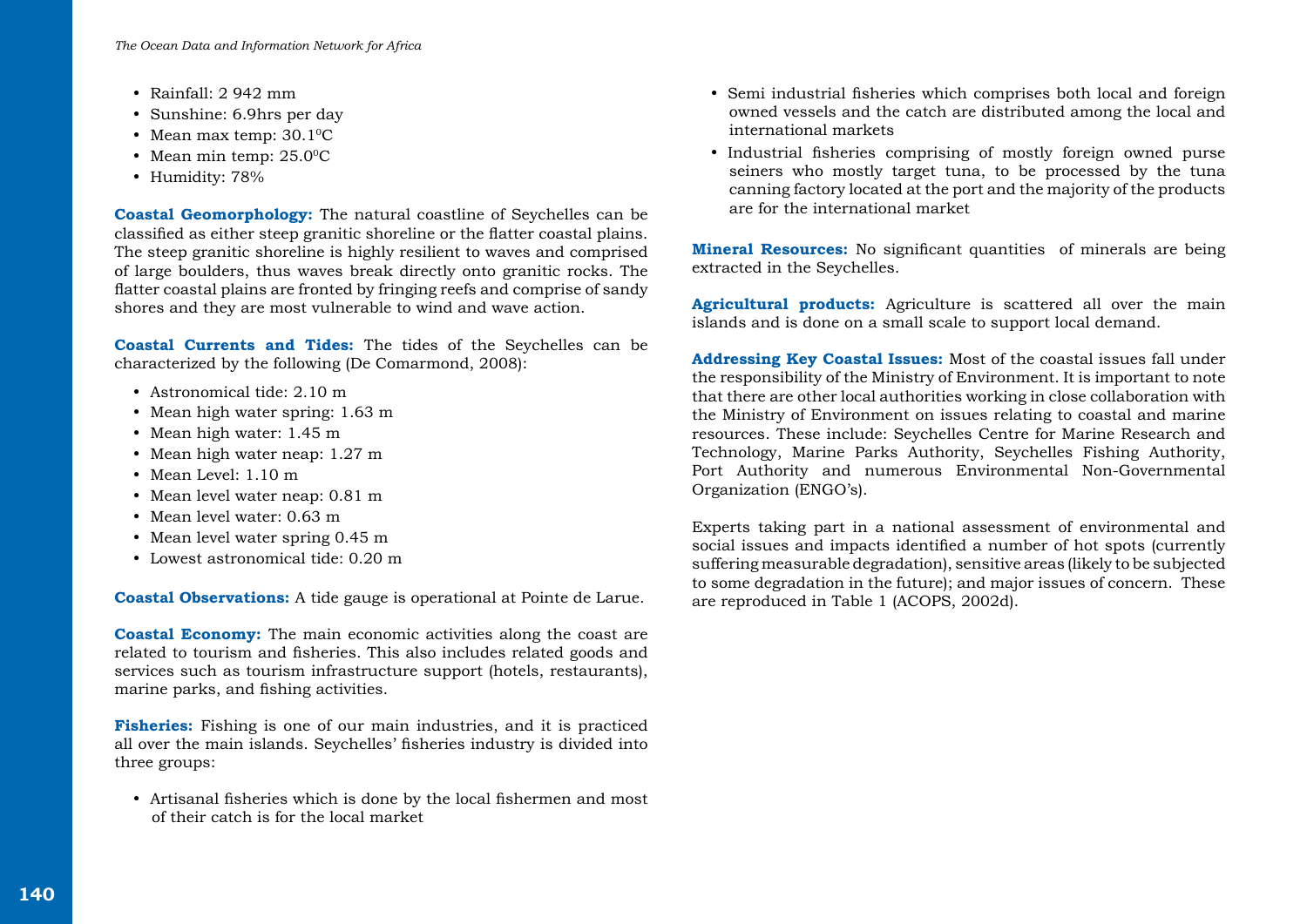- Rainfall: 2 942 mm
- Sunshine: 6.9hrs per day
- Mean max temp: 30.1$^0$C
- Mean min temp: 25.0$^0$C
- Humidity: 78%

**Coastal Geomorphology:** The natural coastline of Seychelles can be classified as either steep granitic shoreline or the flatter coastal plains. The steep granitic shoreline is highly resilient to waves and comprised of large boulders, thus waves break directly onto granitic rocks. The flatter coastal plains are fronted by fringing reefs and comprise of sandy shores and they are most vulnerable to wind and wave action.

**Coastal Currents and Tides:** The tides of the Seychelles can be characterized by the following (De Comarmond, 2008):

- Astronomical tide: 2.10 m
- Mean high water spring: 1.63 m
- Mean high water: 1.45 m
- Mean high water neap: 1.27 m
- Mean Level: 1.10 m
- Mean level water neap: 0.81 m
- Mean level water: 0.63 m
- Mean level water spring 0.45 m
- Lowest astronomical tide: 0.20 m

**Coastal Observations:** A tide gauge is operational at Pointe de Larue.

**Coastal Economy:** The main economic activities along the coast are related to tourism and fisheries. This also includes related goods and services such as tourism infrastructure support (hotels, restaurants), marine parks, and fishing activities.

**Fisheries:** Fishing is one of our main industries, and it is practiced all over the main islands. Seychelles' fisheries industry is divided into three groups:

- Artisanal fisheries which is done by the local fishermen and most of their catch is for the local market
- Semi industrial fisheries which comprises both local and foreign owned vessels and the catch are distributed among the local and international markets
- Industrial fisheries comprising of mostly foreign owned purse seiners who mostly target tuna, to be processed by the tuna canning factory located at the port and the majority of the products are for the international market

**Mineral Resources:** No significant quantities of minerals are being extracted in the Seychelles.

**Agricultural products:** Agriculture is scattered all over the main islands and is done on a small scale to support local demand.

**Addressing Key Coastal Issues:** Most of the coastal issues fall under the responsibility of the Ministry of Environment. It is important to note that there are other local authorities working in close collaboration with the Ministry of Environment on issues relating to coastal and marine resources. These include: Seychelles Centre for Marine Research and Technology, Marine Parks Authority, Seychelles Fishing Authority, Port Authority and numerous Environmental Non-Governmental Organization (ENGO's).

Experts taking part in a national assessment of environmental and social issues and impacts identified a number of hot spots (currently suffering measurable degradation), sensitive areas (likely to be subjected to some degradation in the future); and major issues of concern. These are reproduced in Table 1 (ACOPS, 2002d).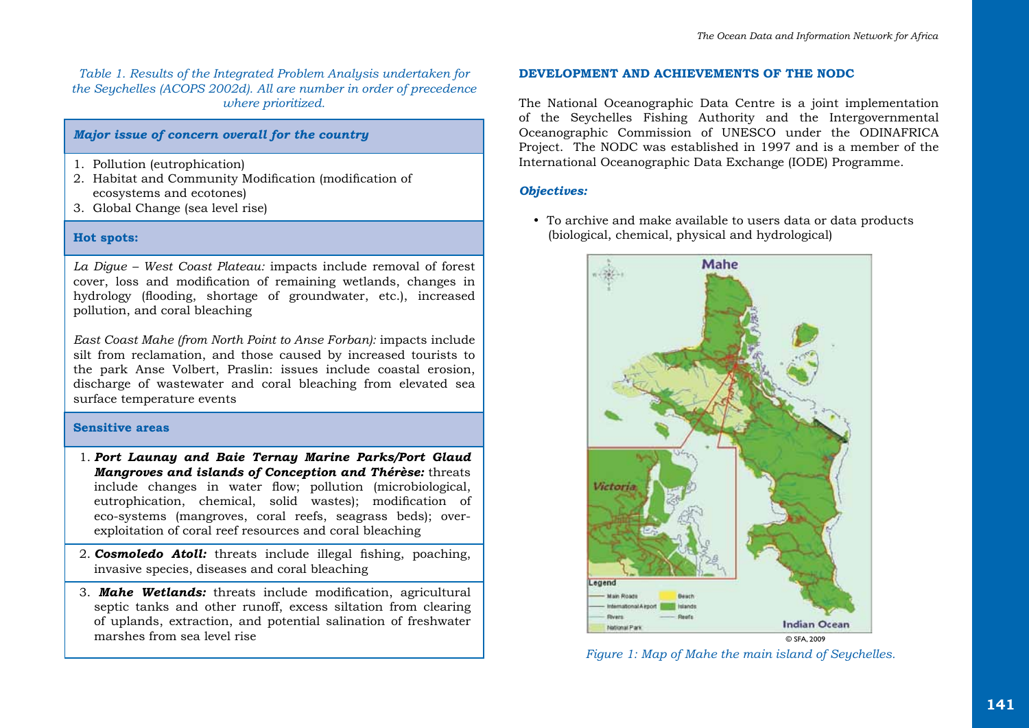*Table 1. Results of the Integrated Problem Analysis undertaken for the Seychelles (ACOPS 2002d). All are number in order of precedence where prioritized.*

| ***Major issue of concern overall for the country*** |
|---|
| 1. Pollution (eutrophication)<br>2. Habitat and Community Modification (modification of ecosystems and ecotones)<br>3. Global Change (sea level rise) |
| **Hot spots:** |
| *La Digue – West Coast Plateau:* impacts include removal of forest cover, loss and modification of remaining wetlands, changes in hydrology (flooding, shortage of groundwater, etc.), increased pollution, and coral bleaching<br><br>*East Coast Mahe (from North Point to Anse Forban):* impacts include silt from reclamation, and those caused by increased tourists to the park Anse Volbert, Praslin: issues include coastal erosion, discharge of wastewater and coral bleaching from elevated sea surface temperature events |
| **Sensitive areas** |
| 1. ***Port Launay and Baie Ternay Marine Parks/Port Glaud Mangroves and islands of Conception and Thérèse:*** threats include changes in water flow; pollution (microbiological, eutrophication, chemical, solid wastes); modification of eco-systems (mangroves, coral reefs, seagrass beds); over-exploitation of coral reef resources and coral bleaching |
| 2. ***Cosmoledo Atoll:*** threats include illegal fishing, poaching, invasive species, diseases and coral bleaching |
| 3. ***Mahe Wetlands:*** threats include modification, agricultural septic tanks and other runoff, excess siltation from clearing of uplands, extraction, and potential salination of freshwater marshes from sea level rise |

## DEVELOPMENT AND ACHIEVEMENTS OF THE NODC

The National Oceanographic Data Centre is a joint implementation of the Seychelles Fishing Authority and the Intergovernmental Oceanographic Commission of UNESCO under the ODINAFRICA Project. The NODC was established in 1997 and is a member of the International Oceanographic Data Exchange (IODE) Programme.

### *Objectives:*

- To archive and make available to users data or data products (biological, chemical, physical and hydrological)

*Figure 1: Map of Mahe the main island of Seychelles.*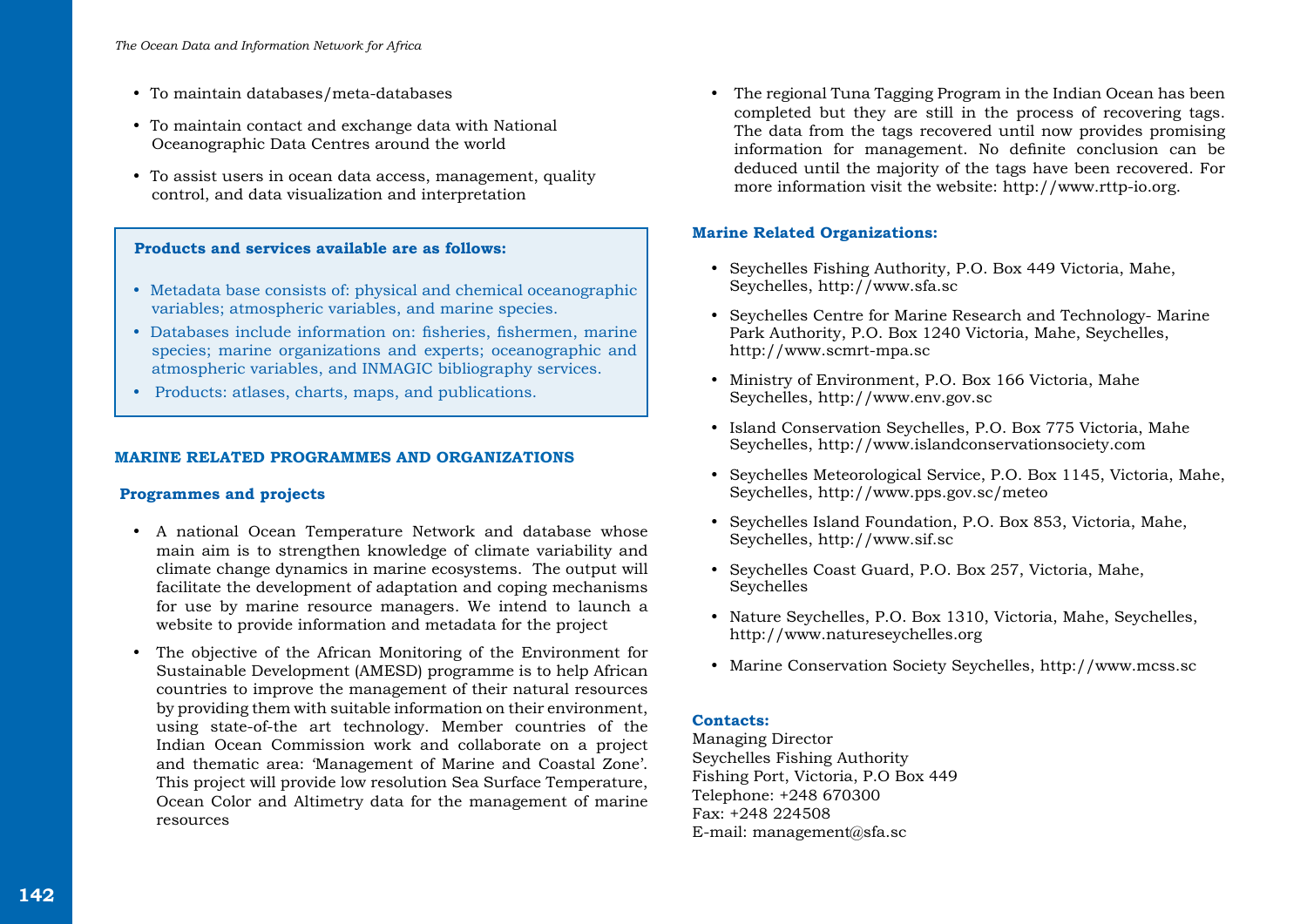- To maintain databases/meta-databases
- To maintain contact and exchange data with National Oceanographic Data Centres around the world
- To assist users in ocean data access, management, quality control, and data visualization and interpretation

**Products and services available are as follows:**

- Metadata base consists of: physical and chemical oceanographic variables; atmospheric variables, and marine species.
- Databases include information on: fisheries, fishermen, marine species; marine organizations and experts; oceanographic and atmospheric variables, and INMAGIC bibliography services.
- Products: atlases, charts, maps, and publications.

## MARINE RELATED PROGRAMMES AND ORGANIZATIONS

### Programmes and projects

- A national Ocean Temperature Network and database whose main aim is to strengthen knowledge of climate variability and climate change dynamics in marine ecosystems. The output will facilitate the development of adaptation and coping mechanisms for use by marine resource managers. We intend to launch a website to provide information and metadata for the project
- The objective of the African Monitoring of the Environment for Sustainable Development (AMESD) programme is to help African countries to improve the management of their natural resources by providing them with suitable information on their environment, using state-of-the art technology. Member countries of the Indian Ocean Commission work and collaborate on a project and thematic area: 'Management of Marine and Coastal Zone'. This project will provide low resolution Sea Surface Temperature, Ocean Color and Altimetry data for the management of marine resources
- The regional Tuna Tagging Program in the Indian Ocean has been completed but they are still in the process of recovering tags. The data from the tags recovered until now provides promising information for management. No definite conclusion can be deduced until the majority of the tags have been recovered. For more information visit the website: http://www.rttp-io.org.

### Marine Related Organizations:

- Seychelles Fishing Authority, P.O. Box 449 Victoria, Mahe, Seychelles, http://www.sfa.sc
- Seychelles Centre for Marine Research and Technology- Marine Park Authority, P.O. Box 1240 Victoria, Mahe, Seychelles, http://www.scmrt-mpa.sc
- Ministry of Environment, P.O. Box 166 Victoria, Mahe Seychelles, http://www.env.gov.sc
- Island Conservation Seychelles, P.O. Box 775 Victoria, Mahe Seychelles, http://www.islandconservationsociety.com
- Seychelles Meteorological Service, P.O. Box 1145, Victoria, Mahe, Seychelles, http://www.pps.gov.sc/meteo
- Seychelles Island Foundation, P.O. Box 853, Victoria, Mahe, Seychelles, http://www.sif.sc
- Seychelles Coast Guard, P.O. Box 257, Victoria, Mahe, Seychelles
- Nature Seychelles, P.O. Box 1310, Victoria, Mahe, Seychelles, http://www.natureseychelles.org
- Marine Conservation Society Seychelles, http://www.mcss.sc

### Contacts:

Managing Director
Seychelles Fishing Authority
Fishing Port, Victoria, P.O Box 449
Telephone: +248 670300
Fax: +248 224508
E-mail: management@sfa.sc